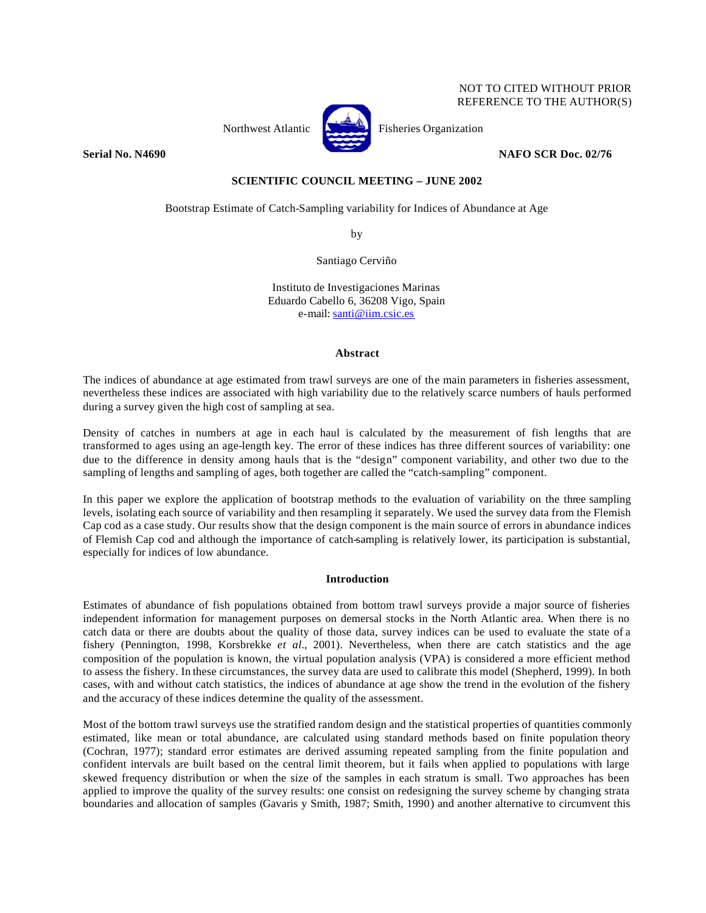NOT TO CITED WITHOUT PRIOR REFERENCE TO THE AUTHOR(S)

Northwest Atlantic Fisheries Organization

**Serial No. N4690** **NAFO SCR Doc. 02/76**

**SCIENTIFIC COUNCIL MEETING – JUNE 2002**

# Bootstrap Estimate of Catch-Sampling variability for Indices of Abundance at Age

by

Santiago Cerviño

Instituto de Investigaciones Marinas
Eduardo Cabello 6, 36208 Vigo, Spain
e-mail: santi@iim.csic.es

## Abstract

The indices of abundance at age estimated from trawl surveys are one of the main parameters in fisheries assessment, nevertheless these indices are associated with high variability due to the relatively scarce numbers of hauls performed during a survey given the high cost of sampling at sea.

Density of catches in numbers at age in each haul is calculated by the measurement of fish lengths that are transformed to ages using an age-length key. The error of these indices has three different sources of variability: one due to the difference in density among hauls that is the "design" component variability, and other two due to the sampling of lengths and sampling of ages, both together are called the "catch-sampling" component.

In this paper we explore the application of bootstrap methods to the evaluation of variability on the three sampling levels, isolating each source of variability and then resampling it separately. We used the survey data from the Flemish Cap cod as a case study. Our results show that the design component is the main source of errors in abundance indices of Flemish Cap cod and although the importance of catch-sampling is relatively lower, its participation is substantial, especially for indices of low abundance.

## Introduction

Estimates of abundance of fish populations obtained from bottom trawl surveys provide a major source of fisheries independent information for management purposes on demersal stocks in the North Atlantic area. When there is no catch data or there are doubts about the quality of those data, survey indices can be used to evaluate the state of a fishery (Pennington, 1998, Korsbrekke *et al*., 2001). Nevertheless, when there are catch statistics and the age composition of the population is known, the virtual population analysis (VPA) is considered a more efficient method to assess the fishery. In these circumstances, the survey data are used to calibrate this model (Shepherd, 1999). In both cases, with and without catch statistics, the indices of abundance at age show the trend in the evolution of the fishery and the accuracy of these indices determine the quality of the assessment.

Most of the bottom trawl surveys use the stratified random design and the statistical properties of quantities commonly estimated, like mean or total abundance, are calculated using standard methods based on finite population theory (Cochran, 1977); standard error estimates are derived assuming repeated sampling from the finite population and confident intervals are built based on the central limit theorem, but it fails when applied to populations with large skewed frequency distribution or when the size of the samples in each stratum is small. Two approaches has been applied to improve the quality of the survey results: one consist on redesigning the survey scheme by changing strata boundaries and allocation of samples (Gavaris y Smith, 1987; Smith, 1990) and another alternative to circumvent this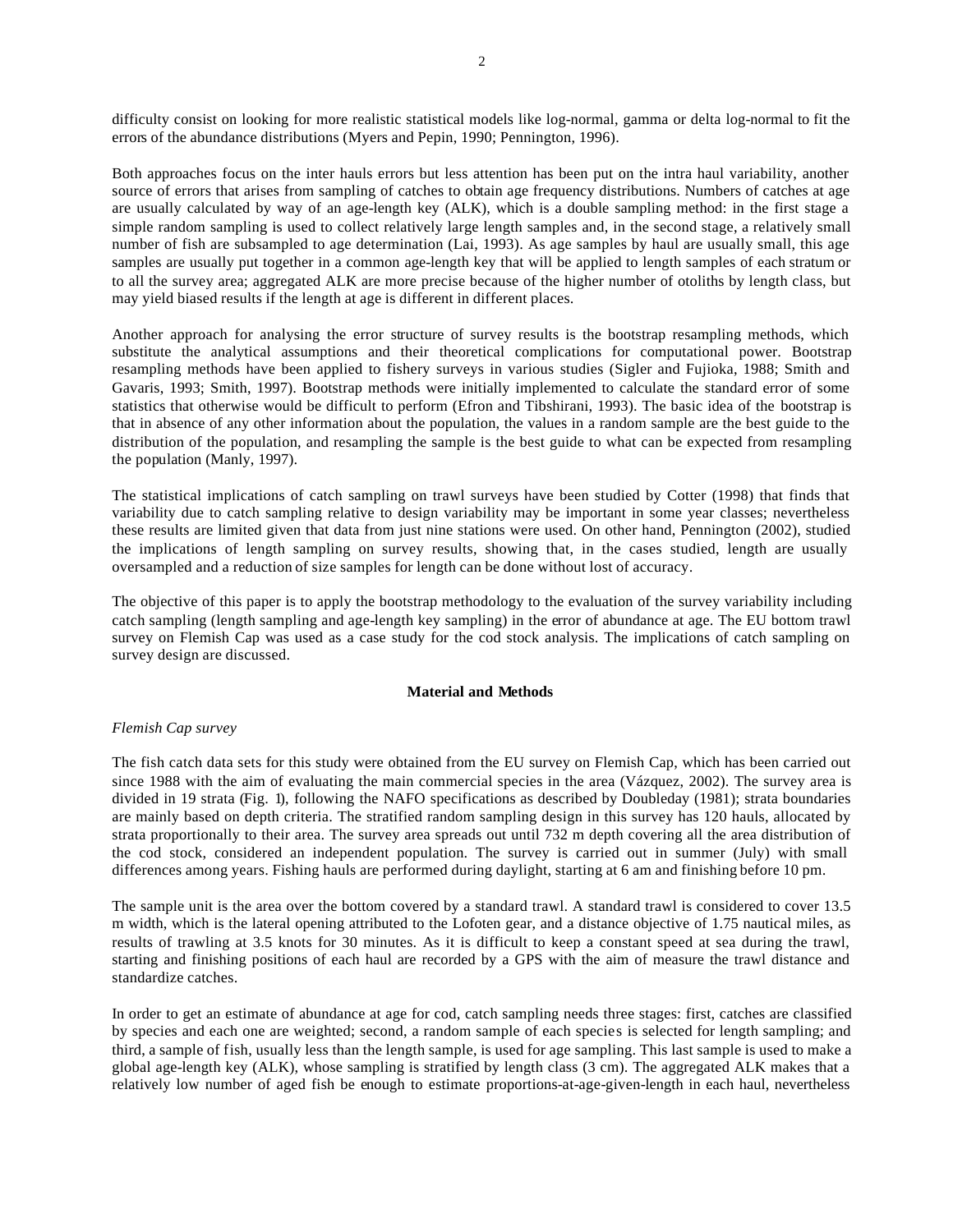difficulty consist on looking for more realistic statistical models like log-normal, gamma or delta log-normal to fit the errors of the abundance distributions (Myers and Pepin, 1990; Pennington, 1996).

Both approaches focus on the inter hauls errors but less attention has been put on the intra haul variability, another source of errors that arises from sampling of catches to obtain age frequency distributions. Numbers of catches at age are usually calculated by way of an age-length key (ALK), which is a double sampling method: in the first stage a simple random sampling is used to collect relatively large length samples and, in the second stage, a relatively small number of fish are subsampled to age determination (Lai, 1993). As age samples by haul are usually small, this age samples are usually put together in a common age-length key that will be applied to length samples of each stratum or to all the survey area; aggregated ALK are more precise because of the higher number of otoliths by length class, but may yield biased results if the length at age is different in different places.

Another approach for analysing the error structure of survey results is the bootstrap resampling methods, which substitute the analytical assumptions and their theoretical complications for computational power. Bootstrap resampling methods have been applied to fishery surveys in various studies (Sigler and Fujioka, 1988; Smith and Gavaris, 1993; Smith, 1997). Bootstrap methods were initially implemented to calculate the standard error of some statistics that otherwise would be difficult to perform (Efron and Tibshirani, 1993). The basic idea of the bootstrap is that in absence of any other information about the population, the values in a random sample are the best guide to the distribution of the population, and resampling the sample is the best guide to what can be expected from resampling the population (Manly, 1997).

The statistical implications of catch sampling on trawl surveys have been studied by Cotter (1998) that finds that variability due to catch sampling relative to design variability may be important in some year classes; nevertheless these results are limited given that data from just nine stations were used. On other hand, Pennington (2002), studied the implications of length sampling on survey results, showing that, in the cases studied, length are usually oversampled and a reduction of size samples for length can be done without lost of accuracy.

The objective of this paper is to apply the bootstrap methodology to the evaluation of the survey variability including catch sampling (length sampling and age-length key sampling) in the error of abundance at age. The EU bottom trawl survey on Flemish Cap was used as a case study for the cod stock analysis. The implications of catch sampling on survey design are discussed.

## Material and Methods

*Flemish Cap survey*

The fish catch data sets for this study were obtained from the EU survey on Flemish Cap, which has been carried out since 1988 with the aim of evaluating the main commercial species in the area (Vázquez, 2002). The survey area is divided in 19 strata (Fig. 1), following the NAFO specifications as described by Doubleday (1981); strata boundaries are mainly based on depth criteria. The stratified random sampling design in this survey has 120 hauls, allocated by strata proportionally to their area. The survey area spreads out until 732 m depth covering all the area distribution of the cod stock, considered an independent population. The survey is carried out in summer (July) with small differences among years. Fishing hauls are performed during daylight, starting at 6 am and finishing before 10 pm.

The sample unit is the area over the bottom covered by a standard trawl. A standard trawl is considered to cover 13.5 m width, which is the lateral opening attributed to the Lofoten gear, and a distance objective of 1.75 nautical miles, as results of trawling at 3.5 knots for 30 minutes. As it is difficult to keep a constant speed at sea during the trawl, starting and finishing positions of each haul are recorded by a GPS with the aim of measure the trawl distance and standardize catches.

In order to get an estimate of abundance at age for cod, catch sampling needs three stages: first, catches are classified by species and each one are weighted; second, a random sample of each species is selected for length sampling; and third, a sample of fish, usually less than the length sample, is used for age sampling. This last sample is used to make a global age-length key (ALK), whose sampling is stratified by length class (3 cm). The aggregated ALK makes that a relatively low number of aged fish be enough to estimate proportions-at-age-given-length in each haul, nevertheless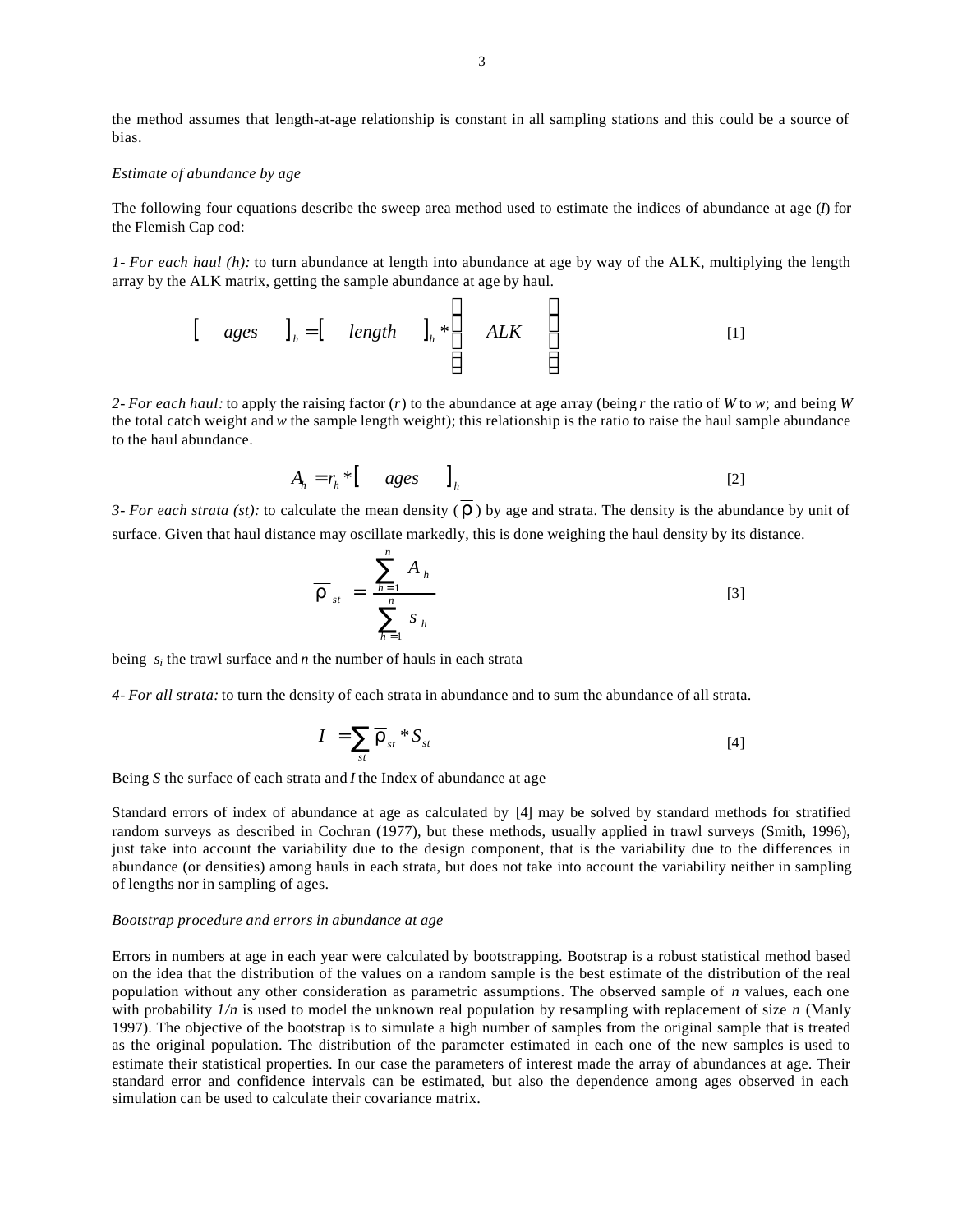the method assumes that length-at-age relationship is constant in all sampling stations and this could be a source of bias.

*Estimate of abundance by age*

The following four equations describe the sweep area method used to estimate the indices of abundance at age ($I$) for the Flemish Cap cod:

*1- For each haul (h):* to turn abundance at length into abundance at age by way of the ALK, multiplying the length array by the ALK matrix, getting the sample abundance at age by haul.

$$[\quad ages \quad]_h = [\quad length \quad]_h * \begin{bmatrix} \\ ALK \\ \\ \end{bmatrix} \tag{1}$$

*2- For each haul:* to apply the raising factor ($r$) to the abundance at age array (being $r$ the ratio of $W$ to $w$; and being $W$ the total catch weight and $w$ the sample length weight); this relationship is the ratio to raise the haul sample abundance to the haul abundance.

$$A_h = r_h * [\quad ages \quad]_h \tag{2}$$

*3- For each strata (st):* to calculate the mean density ($\overline{\rho}$) by age and strata. The density is the abundance by unit of surface. Given that haul distance may oscillate markedly, this is done weighing the haul density by its distance.

$$\overline{\rho}_{st} = \frac{\sum_{h=1}^{n} A_h}{\sum_{h=1}^{n} s_h} \tag{3}$$

being $s_i$ the trawl surface and $n$ the number of hauls in each strata

*4- For all strata:* to turn the density of each strata in abundance and to sum the abundance of all strata.

$$I = \sum_{st} \overline{\rho}_{st} * S_{st} \tag{4}$$

Being $S$ the surface of each strata and $I$ the Index of abundance at age

Standard errors of index of abundance at age as calculated by [4] may be solved by standard methods for stratified random surveys as described in Cochran (1977), but these methods, usually applied in trawl surveys (Smith, 1996), just take into account the variability due to the design component, that is the variability due to the differences in abundance (or densities) among hauls in each strata, but does not take into account the variability neither in sampling of lengths nor in sampling of ages.

*Bootstrap procedure and errors in abundance at age*

Errors in numbers at age in each year were calculated by bootstrapping. Bootstrap is a robust statistical method based on the idea that the distribution of the values on a random sample is the best estimate of the distribution of the real population without any other consideration as parametric assumptions. The observed sample of $n$ values, each one with probability $1/n$ is used to model the unknown real population by resampling with replacement of size $n$ (Manly 1997). The objective of the bootstrap is to simulate a high number of samples from the original sample that is treated as the original population. The distribution of the parameter estimated in each one of the new samples is used to estimate their statistical properties. In our case the parameters of interest made the array of abundances at age. Their standard error and confidence intervals can be estimated, but also the dependence among ages observed in each simulation can be used to calculate their covariance matrix.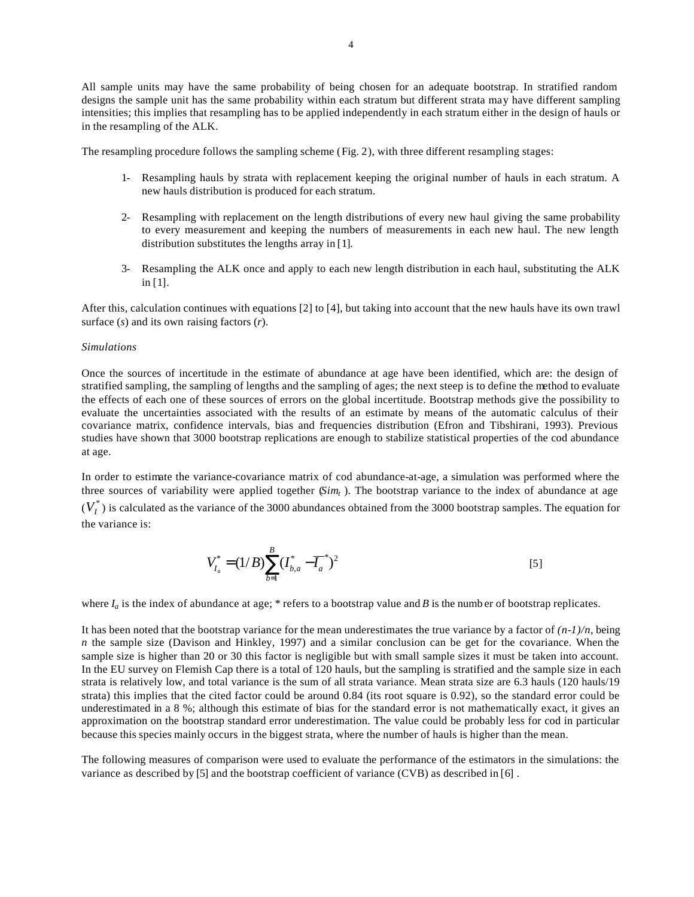All sample units may have the same probability of being chosen for an adequate bootstrap. In stratified random designs the sample unit has the same probability within each stratum but different strata may have different sampling intensities; this implies that resampling has to be applied independently in each stratum either in the design of hauls or in the resampling of the ALK.

The resampling procedure follows the sampling scheme (Fig. 2), with three different resampling stages:

1- Resampling hauls by strata with replacement keeping the original number of hauls in each stratum. A new hauls distribution is produced for each stratum.

2- Resampling with replacement on the length distributions of every new haul giving the same probability to every measurement and keeping the numbers of measurements in each new haul. The new length distribution substitutes the lengths array in [1].

3- Resampling the ALK once and apply to each new length distribution in each haul, substituting the ALK in [1].

After this, calculation continues with equations [2] to [4], but taking into account that the new hauls have its own trawl surface (*s*) and its own raising factors (*r*).

*Simulations*

Once the sources of incertitude in the estimate of abundance at age have been identified, which are: the design of stratified sampling, the sampling of lengths and the sampling of ages; the next steep is to define the method to evaluate the effects of each one of these sources of errors on the global incertitude. Bootstrap methods give the possibility to evaluate the uncertainties associated with the results of an estimate by means of the automatic calculus of their covariance matrix, confidence intervals, bias and frequencies distribution (Efron and Tibshirani, 1993). Previous studies have shown that 3000 bootstrap replications are enough to stabilize statistical properties of the cod abundance at age.

In order to estimate the variance-covariance matrix of cod abundance-at-age, a simulation was performed where the three sources of variability were applied together ($Sim_t$). The bootstrap variance to the index of abundance at age ($V_I^*$) is calculated as the variance of the 3000 abundances obtained from the 3000 bootstrap samples. The equation for the variance is:

$$V_{I_a}^* = (1/B)\sum_{b=1}^{B}(I_{b,a}^* - \overline{I}_a^*)^2 \qquad [5]$$

where $I_a$ is the index of abundance at age; * refers to a bootstrap value and $B$ is the number of bootstrap replicates.

It has been noted that the bootstrap variance for the mean underestimates the true variance by a factor of $(n-1)/n$, being $n$ the sample size (Davison and Hinkley, 1997) and a similar conclusion can be get for the covariance. When the sample size is higher than 20 or 30 this factor is negligible but with small sample sizes it must be taken into account. In the EU survey on Flemish Cap there is a total of 120 hauls, but the sampling is stratified and the sample size in each strata is relatively low, and total variance is the sum of all strata variance. Mean strata size are 6.3 hauls (120 hauls/19 strata) this implies that the cited factor could be around 0.84 (its root square is 0.92), so the standard error could be underestimated in a 8 %; although this estimate of bias for the standard error is not mathematically exact, it gives an approximation on the bootstrap standard error underestimation. The value could be probably less for cod in particular because this species mainly occurs in the biggest strata, where the number of hauls is higher than the mean.

The following measures of comparison were used to evaluate the performance of the estimators in the simulations: the variance as described by [5] and the bootstrap coefficient of variance (CVB) as described in [6] .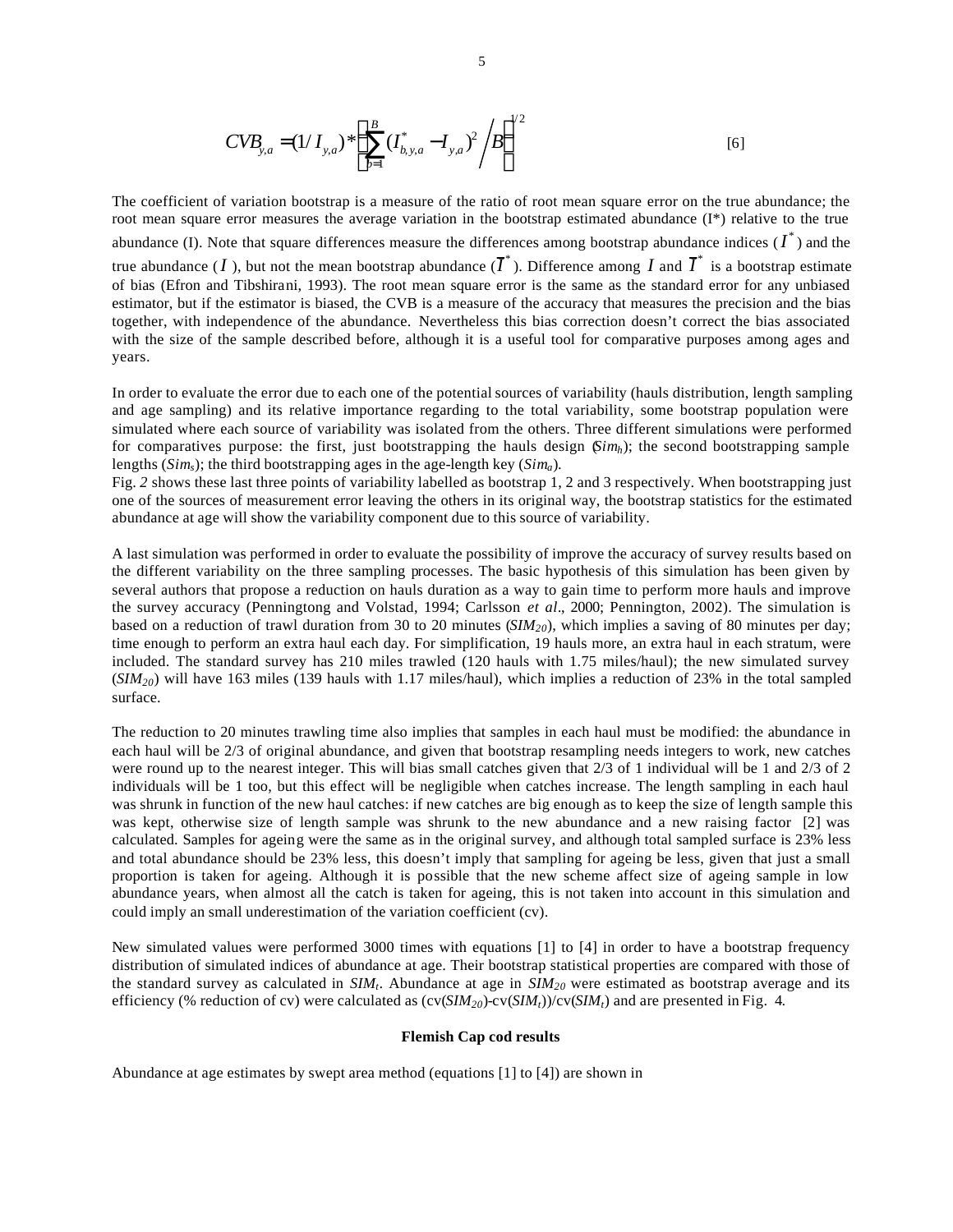$$CVB_{y,a} = (1/I_{y,a}) * \left( \sum_{b=1}^{B} (I^{*}_{b,y,a} - I_{y,a})^2 \Big/ B \right)^{1/2} \qquad [6]$$

The coefficient of variation bootstrap is a measure of the ratio of root mean square error on the true abundance; the root mean square error measures the average variation in the bootstrap estimated abundance (I*) relative to the true abundance (I). Note that square differences measure the differences among bootstrap abundance indices ($I^*$) and the true abundance ($I$), but not the mean bootstrap abundance ($\bar{I}^*$). Difference among $I$ and $\bar{I}^*$ is a bootstrap estimate of bias (Efron and Tibshirani, 1993). The root mean square error is the same as the standard error for any unbiased estimator, but if the estimator is biased, the CVB is a measure of the accuracy that measures the precision and the bias together, with independence of the abundance. Nevertheless this bias correction doesn't correct the bias associated with the size of the sample described before, although it is a useful tool for comparative purposes among ages and years.

In order to evaluate the error due to each one of the potential sources of variability (hauls distribution, length sampling and age sampling) and its relative importance regarding to the total variability, some bootstrap population were simulated where each source of variability was isolated from the others. Three different simulations were performed for comparatives purpose: the first, just bootstrapping the hauls design ($Sim_h$); the second bootstrapping sample lengths ($Sim_s$); the third bootstrapping ages in the age-length key ($Sim_a$).
Fig. *2* shows these last three points of variability labelled as bootstrap 1, 2 and 3 respectively. When bootstrapping just one of the sources of measurement error leaving the others in its original way, the bootstrap statistics for the estimated abundance at age will show the variability component due to this source of variability.

A last simulation was performed in order to evaluate the possibility of improve the accuracy of survey results based on the different variability on the three sampling processes. The basic hypothesis of this simulation has been given by several authors that propose a reduction on hauls duration as a way to gain time to perform more hauls and improve the survey accuracy (Penningtong and Volstad, 1994; Carlsson *et al*., 2000; Pennington, 2002). The simulation is based on a reduction of trawl duration from 30 to 20 minutes ($SIM_{20}$), which implies a saving of 80 minutes per day; time enough to perform an extra haul each day. For simplification, 19 hauls more, an extra haul in each stratum, were included. The standard survey has 210 miles trawled (120 hauls with 1.75 miles/haul); the new simulated survey ($SIM_{20}$) will have 163 miles (139 hauls with 1.17 miles/haul), which implies a reduction of 23% in the total sampled surface.

The reduction to 20 minutes trawling time also implies that samples in each haul must be modified: the abundance in each haul will be 2/3 of original abundance, and given that bootstrap resampling needs integers to work, new catches were round up to the nearest integer. This will bias small catches given that 2/3 of 1 individual will be 1 and 2/3 of 2 individuals will be 1 too, but this effect will be negligible when catches increase. The length sampling in each haul was shrunk in function of the new haul catches: if new catches are big enough as to keep the size of length sample this was kept, otherwise size of length sample was shrunk to the new abundance and a new raising factor [2] was calculated. Samples for ageing were the same as in the original survey, and although total sampled surface is 23% less and total abundance should be 23% less, this doesn't imply that sampling for ageing be less, given that just a small proportion is taken for ageing. Although it is possible that the new scheme affect size of ageing sample in low abundance years, when almost all the catch is taken for ageing, this is not taken into account in this simulation and could imply an small underestimation of the variation coefficient (cv).

New simulated values were performed 3000 times with equations [1] to [4] in order to have a bootstrap frequency distribution of simulated indices of abundance at age. Their bootstrap statistical properties are compared with those of the standard survey as calculated in $SIM_t$. Abundance at age in $SIM_{20}$ were estimated as bootstrap average and its efficiency (% reduction of cv) were calculated as (cv($SIM_{20}$)-cv($SIM_t$))/cv($SIM_t$) and are presented in Fig. 4.

## Flemish Cap cod results

Abundance at age estimates by swept area method (equations [1] to [4]) are shown in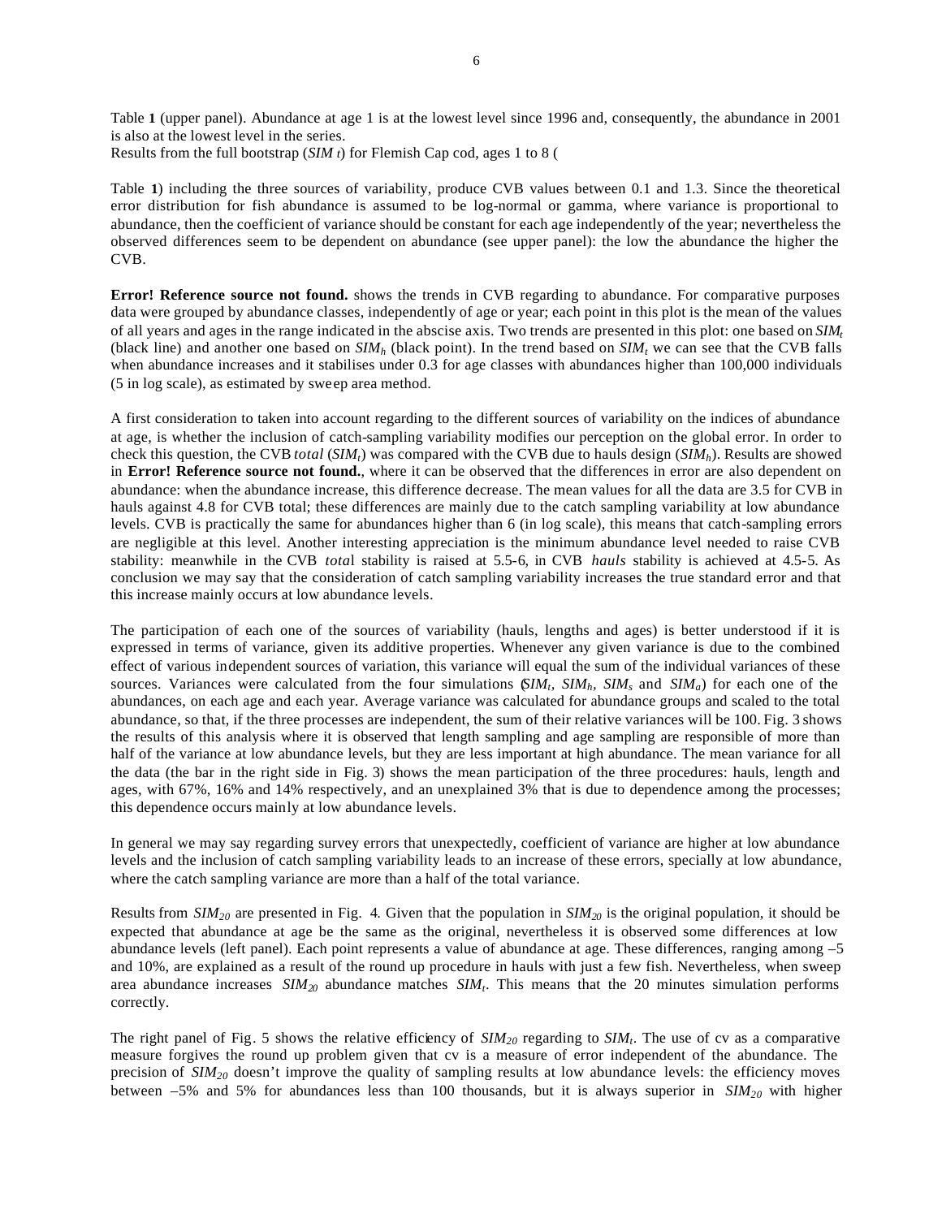Table **1** (upper panel). Abundance at age 1 is at the lowest level since 1996 and, consequently, the abundance in 2001 is also at the lowest level in the series.

Results from the full bootstrap (*SIM* $_t$) for Flemish Cap cod, ages 1 to 8 (

Table **1**) including the three sources of variability, produce CVB values between 0.1 and 1.3. Since the theoretical error distribution for fish abundance is assumed to be log-normal or gamma, where variance is proportional to abundance, then the coefficient of variance should be constant for each age independently of the year; nevertheless the observed differences seem to be dependent on abundance (see upper panel): the low the abundance the higher the CVB.

**Error! Reference source not found.** shows the trends in CVB regarding to abundance. For comparative purposes data were grouped by abundance classes, independently of age or year; each point in this plot is the mean of the values of all years and ages in the range indicated in the abscise axis. Two trends are presented in this plot: one based on $SIM_t$ (black line) and another one based on $SIM_h$ (black point). In the trend based on $SIM_t$ we can see that the CVB falls when abundance increases and it stabilises under 0.3 for age classes with abundances higher than 100,000 individuals (5 in log scale), as estimated by sweep area method.

A first consideration to taken into account regarding to the different sources of variability on the indices of abundance at age, is whether the inclusion of catch-sampling variability modifies our perception on the global error. In order to check this question, the CVB *total* ($SIM_t$) was compared with the CVB due to hauls design ($SIM_h$). Results are showed in **Error! Reference source not found.**, where it can be observed that the differences in error are also dependent on abundance: when the abundance increase, this difference decrease. The mean values for all the data are 3.5 for CVB in hauls against 4.8 for CVB total; these differences are mainly due to the catch sampling variability at low abundance levels. CVB is practically the same for abundances higher than 6 (in log scale), this means that catch-sampling errors are negligible at this level. Another interesting appreciation is the minimum abundance level needed to raise CVB stability: meanwhile in the CVB *total* stability is raised at 5.5-6, in CVB *hauls* stability is achieved at 4.5-5. As conclusion we may say that the consideration of catch sampling variability increases the true standard error and that this increase mainly occurs at low abundance levels.

The participation of each one of the sources of variability (hauls, lengths and ages) is better understood if it is expressed in terms of variance, given its additive properties. Whenever any given variance is due to the combined effect of various independent sources of variation, this variance will equal the sum of the individual variances of these sources. Variances were calculated from the four simulations ($SIM_t$, $SIM_h$, $SIM_s$ and $SIM_a$) for each one of the abundances, on each age and each year. Average variance was calculated for abundance groups and scaled to the total abundance, so that, if the three processes are independent, the sum of their relative variances will be 100. Fig. 3 shows the results of this analysis where it is observed that length sampling and age sampling are responsible of more than half of the variance at low abundance levels, but they are less important at high abundance. The mean variance for all the data (the bar in the right side in Fig. 3) shows the mean participation of the three procedures: hauls, length and ages, with 67%, 16% and 14% respectively, and an unexplained 3% that is due to dependence among the processes; this dependence occurs mainly at low abundance levels.

In general we may say regarding survey errors that unexpectedly, coefficient of variance are higher at low abundance levels and the inclusion of catch sampling variability leads to an increase of these errors, specially at low abundance, where the catch sampling variance are more than a half of the total variance.

Results from $SIM_{20}$ are presented in Fig. 4. Given that the population in $SIM_{20}$ is the original population, it should be expected that abundance at age be the same as the original, nevertheless it is observed some differences at low abundance levels (left panel). Each point represents a value of abundance at age. These differences, ranging among –5 and 10%, are explained as a result of the round up procedure in hauls with just a few fish. Nevertheless, when sweep area abundance increases $SIM_{20}$ abundance matches $SIM_t$. This means that the 20 minutes simulation performs correctly.

The right panel of Fig. 5 shows the relative efficiency of $SIM_{20}$ regarding to $SIM_t$. The use of cv as a comparative measure forgives the round up problem given that cv is a measure of error independent of the abundance. The precision of $SIM_{20}$ doesn't improve the quality of sampling results at low abundance levels: the efficiency moves between –5% and 5% for abundances less than 100 thousands, but it is always superior in $SIM_{20}$ with higher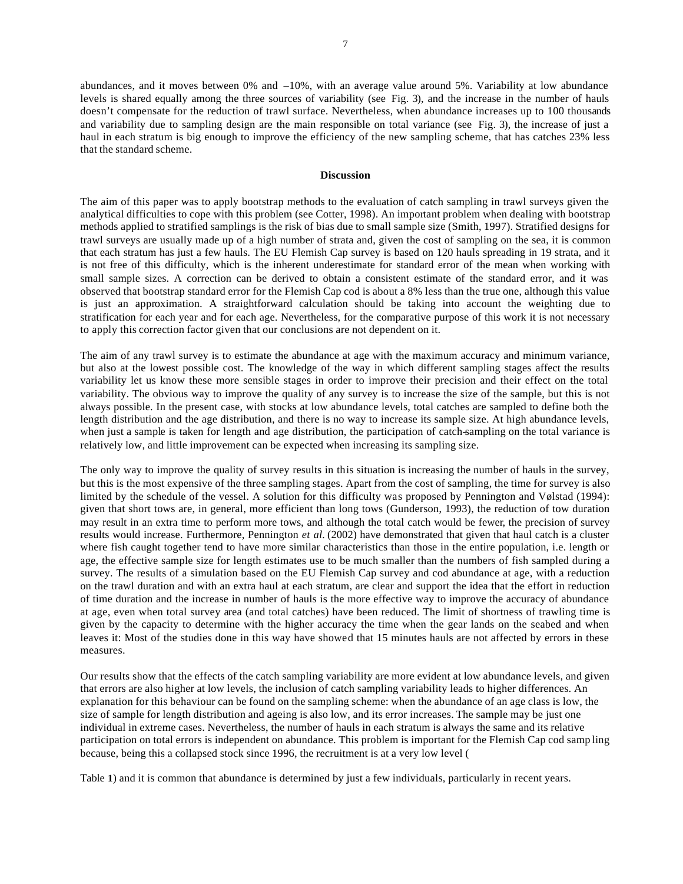abundances, and it moves between 0% and –10%, with an average value around 5%. Variability at low abundance levels is shared equally among the three sources of variability (see Fig. 3), and the increase in the number of hauls doesn't compensate for the reduction of trawl surface. Nevertheless, when abundance increases up to 100 thousands and variability due to sampling design are the main responsible on total variance (see Fig. 3), the increase of just a haul in each stratum is big enough to improve the efficiency of the new sampling scheme, that has catches 23% less that the standard scheme.

## Discussion

The aim of this paper was to apply bootstrap methods to the evaluation of catch sampling in trawl surveys given the analytical difficulties to cope with this problem (see Cotter, 1998). An important problem when dealing with bootstrap methods applied to stratified samplings is the risk of bias due to small sample size (Smith, 1997). Stratified designs for trawl surveys are usually made up of a high number of strata and, given the cost of sampling on the sea, it is common that each stratum has just a few hauls. The EU Flemish Cap survey is based on 120 hauls spreading in 19 strata, and it is not free of this difficulty, which is the inherent underestimate for standard error of the mean when working with small sample sizes. A correction can be derived to obtain a consistent estimate of the standard error, and it was observed that bootstrap standard error for the Flemish Cap cod is about a 8% less than the true one, although this value is just an approximation. A straightforward calculation should be taking into account the weighting due to stratification for each year and for each age. Nevertheless, for the comparative purpose of this work it is not necessary to apply this correction factor given that our conclusions are not dependent on it.

The aim of any trawl survey is to estimate the abundance at age with the maximum accuracy and minimum variance, but also at the lowest possible cost. The knowledge of the way in which different sampling stages affect the results variability let us know these more sensible stages in order to improve their precision and their effect on the total variability. The obvious way to improve the quality of any survey is to increase the size of the sample, but this is not always possible. In the present case, with stocks at low abundance levels, total catches are sampled to define both the length distribution and the age distribution, and there is no way to increase its sample size. At high abundance levels, when just a sample is taken for length and age distribution, the participation of catch-sampling on the total variance is relatively low, and little improvement can be expected when increasing its sampling size.

The only way to improve the quality of survey results in this situation is increasing the number of hauls in the survey, but this is the most expensive of the three sampling stages. Apart from the cost of sampling, the time for survey is also limited by the schedule of the vessel. A solution for this difficulty was proposed by Pennington and Vølstad (1994): given that short tows are, in general, more efficient than long tows (Gunderson, 1993), the reduction of tow duration may result in an extra time to perform more tows, and although the total catch would be fewer, the precision of survey results would increase. Furthermore, Pennington *et al.* (2002) have demonstrated that given that haul catch is a cluster where fish caught together tend to have more similar characteristics than those in the entire population, i.e. length or age, the effective sample size for length estimates use to be much smaller than the numbers of fish sampled during a survey. The results of a simulation based on the EU Flemish Cap survey and cod abundance at age, with a reduction on the trawl duration and with an extra haul at each stratum, are clear and support the idea that the effort in reduction of time duration and the increase in number of hauls is the more effective way to improve the accuracy of abundance at age, even when total survey area (and total catches) have been reduced. The limit of shortness of trawling time is given by the capacity to determine with the higher accuracy the time when the gear lands on the seabed and when leaves it: Most of the studies done in this way have showed that 15 minutes hauls are not affected by errors in these measures.

Our results show that the effects of the catch sampling variability are more evident at low abundance levels, and given that errors are also higher at low levels, the inclusion of catch sampling variability leads to higher differences. An explanation for this behaviour can be found on the sampling scheme: when the abundance of an age class is low, the size of sample for length distribution and ageing is also low, and its error increases. The sample may be just one individual in extreme cases. Nevertheless, the number of hauls in each stratum is always the same and its relative participation on total errors is independent on abundance. This problem is important for the Flemish Cap cod sampling because, being this a collapsed stock since 1996, the recruitment is at a very low level (Table **1**) and it is common that abundance is determined by just a few individuals, particularly in recent years.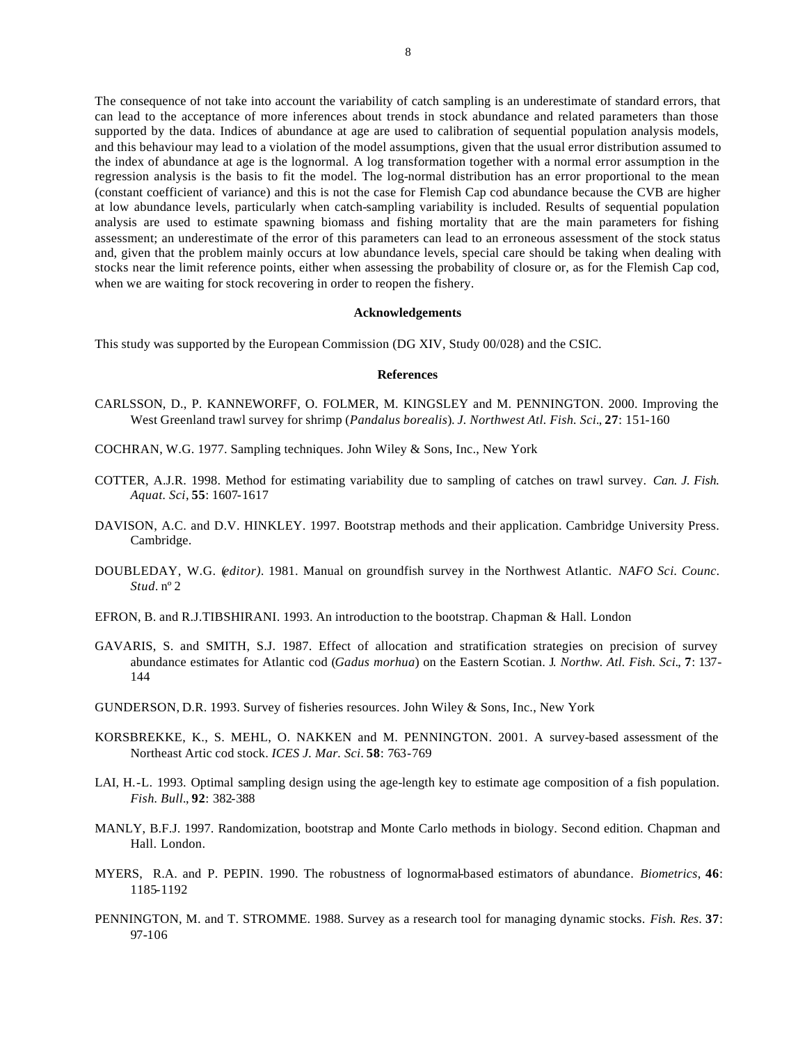The consequence of not take into account the variability of catch sampling is an underestimate of standard errors, that can lead to the acceptance of more inferences about trends in stock abundance and related parameters than those supported by the data. Indices of abundance at age are used to calibration of sequential population analysis models, and this behaviour may lead to a violation of the model assumptions, given that the usual error distribution assumed to the index of abundance at age is the lognormal. A log transformation together with a normal error assumption in the regression analysis is the basis to fit the model. The log-normal distribution has an error proportional to the mean (constant coefficient of variance) and this is not the case for Flemish Cap cod abundance because the CVB are higher at low abundance levels, particularly when catch-sampling variability is included. Results of sequential population analysis are used to estimate spawning biomass and fishing mortality that are the main parameters for fishing assessment; an underestimate of the error of this parameters can lead to an erroneous assessment of the stock status and, given that the problem mainly occurs at low abundance levels, special care should be taking when dealing with stocks near the limit reference points, either when assessing the probability of closure or, as for the Flemish Cap cod, when we are waiting for stock recovering in order to reopen the fishery.

## Acknowledgements

This study was supported by the European Commission (DG XIV, Study 00/028) and the CSIC.

## References

CARLSSON, D., P. KANNEWORFF, O. FOLMER, M. KINGSLEY and M. PENNINGTON. 2000. Improving the West Greenland trawl survey for shrimp (*Pandalus borealis*). *J. Northwest Atl. Fish. Sci*., **27**: 151-160

COCHRAN, W.G. 1977. Sampling techniques. John Wiley & Sons, Inc., New York

COTTER, A.J.R. 1998. Method for estimating variability due to sampling of catches on trawl survey. *Can. J. Fish. Aquat. Sci*, **55**: 1607-1617

DAVISON, A.C. and D.V. HINKLEY. 1997. Bootstrap methods and their application. Cambridge University Press. Cambridge.

DOUBLEDAY, W.G. (*editor)*. 1981. Manual on groundfish survey in the Northwest Atlantic. *NAFO Sci. Counc. Stud*. nº 2

EFRON, B. and R.J.TIBSHIRANI. 1993. An introduction to the bootstrap. Chapman & Hall. London

GAVARIS, S. and SMITH, S.J. 1987. Effect of allocation and stratification strategies on precision of survey abundance estimates for Atlantic cod (*Gadus morhua*) on the Eastern Scotian. *J. Northw. Atl. Fish. Sci*., **7**: 137-144

GUNDERSON, D.R. 1993. Survey of fisheries resources. John Wiley & Sons, Inc., New York

KORSBREKKE, K., S. MEHL, O. NAKKEN and M. PENNINGTON. 2001. A survey-based assessment of the Northeast Artic cod stock. *ICES J. Mar. Sci*. **58**: 763-769

LAI, H.-L. 1993. Optimal sampling design using the age-length key to estimate age composition of a fish population. *Fish. Bull*., **92**: 382-388

MANLY, B.F.J. 1997. Randomization, bootstrap and Monte Carlo methods in biology. Second edition. Chapman and Hall. London.

MYERS, R.A. and P. PEPIN. 1990. The robustness of lognormal-based estimators of abundance. *Biometrics*, **46**: 1185-1192

PENNINGTON, M. and T. STROMME. 1988. Survey as a research tool for managing dynamic stocks. *Fish. Res*. **37**: 97-106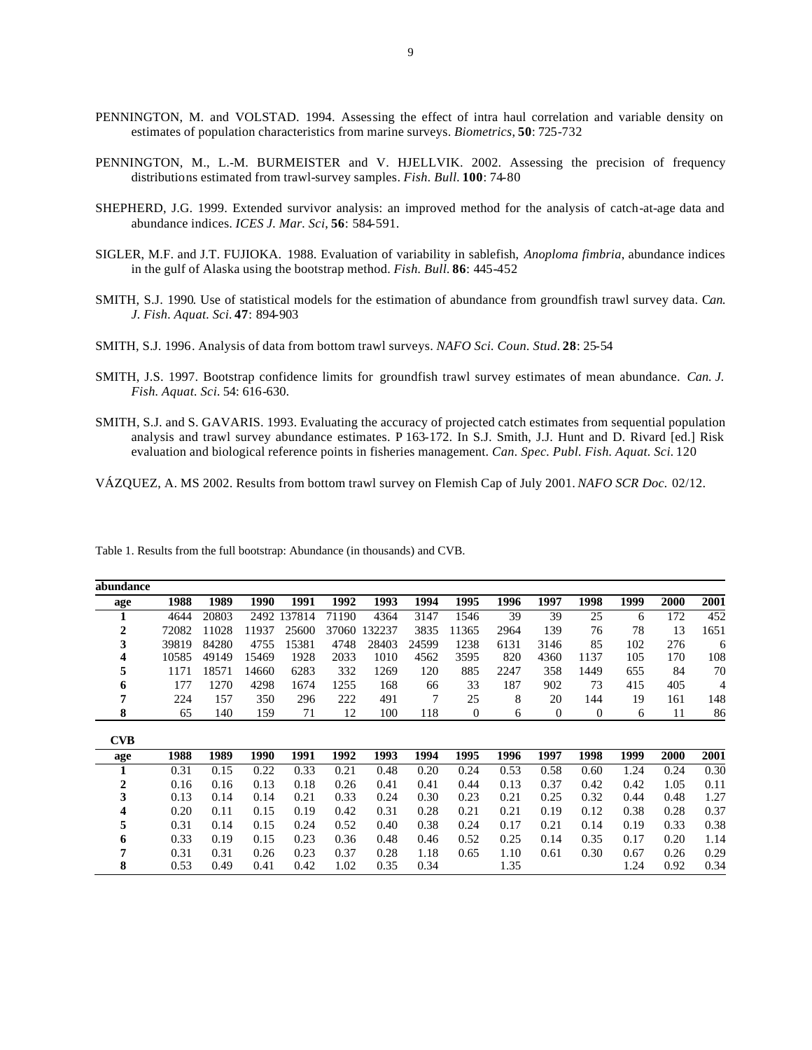PENNINGTON, M. and VOLSTAD. 1994. Assessing the effect of intra haul correlation and variable density on estimates of population characteristics from marine surveys. *Biometrics*, **50**: 725-732

PENNINGTON, M., L.-M. BURMEISTER and V. HJELLVIK. 2002. Assessing the precision of frequency distributions estimated from trawl-survey samples. *Fish. Bull.* **100**: 74-80

SHEPHERD, J.G. 1999. Extended survivor analysis: an improved method for the analysis of catch-at-age data and abundance indices. *ICES J. Mar. Sci*, **56**: 584-591.

SIGLER, M.F. and J.T. FUJIOKA. 1988. Evaluation of variability in sablefish, *Anoploma fimbria*, abundance indices in the gulf of Alaska using the bootstrap method. *Fish. Bull.* **86**: 445-452

SMITH, S.J. 1990. Use of statistical models for the estimation of abundance from groundfish trawl survey data. *Can. J. Fish. Aquat. Sci.* **47**: 894-903

SMITH, S.J. 1996. Analysis of data from bottom trawl surveys. *NAFO Sci. Coun. Stud.* **28**: 25-54

SMITH, J.S. 1997. Bootstrap confidence limits for groundfish trawl survey estimates of mean abundance. *Can. J. Fish. Aquat. Sci.* 54: 616-630.

SMITH, S.J. and S. GAVARIS. 1993. Evaluating the accuracy of projected catch estimates from sequential population analysis and trawl survey abundance estimates. P 163-172. In S.J. Smith, J.J. Hunt and D. Rivard [ed.] Risk evaluation and biological reference points in fisheries management. *Can. Spec. Publ. Fish. Aquat. Sci.* 120

VÁZQUEZ, A. MS 2002. Results from bottom trawl survey on Flemish Cap of July 2001. *NAFO SCR Doc.* 02/12.

Table 1. Results from the full bootstrap: Abundance (in thousands) and CVB.

**abundance**

| age | 1988 | 1989 | 1990 | 1991 | 1992 | 1993 | 1994 | 1995 | 1996 | 1997 | 1998 | 1999 | 2000 | 2001 |
|---|---|---|---|---|---|---|---|---|---|---|---|---|---|---|
| 1 | 4644 | 20803 | 2492 | 137814 | 71190 | 4364 | 3147 | 1546 | 39 | 39 | 25 | 6 | 172 | 452 |
| 2 | 72082 | 11028 | 11937 | 25600 | 37060 | 132237 | 3835 | 11365 | 2964 | 139 | 76 | 78 | 13 | 1651 |
| 3 | 39819 | 84280 | 4755 | 15381 | 4748 | 28403 | 24599 | 1238 | 6131 | 3146 | 85 | 102 | 276 | 6 |
| 4 | 10585 | 49149 | 15469 | 1928 | 2033 | 1010 | 4562 | 3595 | 820 | 4360 | 1137 | 105 | 170 | 108 |
| 5 | 1171 | 18571 | 14660 | 6283 | 332 | 1269 | 120 | 885 | 2247 | 358 | 1449 | 655 | 84 | 70 |
| 6 | 177 | 1270 | 4298 | 1674 | 1255 | 168 | 66 | 33 | 187 | 902 | 73 | 415 | 405 | 4 |
| 7 | 224 | 157 | 350 | 296 | 222 | 491 | 7 | 25 | 8 | 20 | 144 | 19 | 161 | 148 |
| 8 | 65 | 140 | 159 | 71 | 12 | 100 | 118 | 0 | 6 | 0 | 0 | 6 | 11 | 86 |

**CVB**

| age | 1988 | 1989 | 1990 | 1991 | 1992 | 1993 | 1994 | 1995 | 1996 | 1997 | 1998 | 1999 | 2000 | 2001 |
|---|---|---|---|---|---|---|---|---|---|---|---|---|---|---|
| 1 | 0.31 | 0.15 | 0.22 | 0.33 | 0.21 | 0.48 | 0.20 | 0.24 | 0.53 | 0.58 | 0.60 | 1.24 | 0.24 | 0.30 |
| 2 | 0.16 | 0.16 | 0.13 | 0.18 | 0.26 | 0.41 | 0.41 | 0.44 | 0.13 | 0.37 | 0.42 | 0.42 | 1.05 | 0.11 |
| 3 | 0.13 | 0.14 | 0.14 | 0.21 | 0.33 | 0.24 | 0.30 | 0.23 | 0.21 | 0.25 | 0.32 | 0.44 | 0.48 | 1.27 |
| 4 | 0.20 | 0.11 | 0.15 | 0.19 | 0.42 | 0.31 | 0.28 | 0.21 | 0.21 | 0.19 | 0.12 | 0.38 | 0.28 | 0.37 |
| 5 | 0.31 | 0.14 | 0.15 | 0.24 | 0.52 | 0.40 | 0.38 | 0.24 | 0.17 | 0.21 | 0.14 | 0.19 | 0.33 | 0.38 |
| 6 | 0.33 | 0.19 | 0.15 | 0.23 | 0.36 | 0.48 | 0.46 | 0.52 | 0.25 | 0.14 | 0.35 | 0.17 | 0.20 | 1.14 |
| 7 | 0.31 | 0.31 | 0.26 | 0.23 | 0.37 | 0.28 | 1.18 | 0.65 | 1.10 | 0.61 | 0.30 | 0.67 | 0.26 | 0.29 |
| 8 | 0.53 | 0.49 | 0.41 | 0.42 | 1.02 | 0.35 | 0.34 | | 1.35 | | | 1.24 | 0.92 | 0.34 |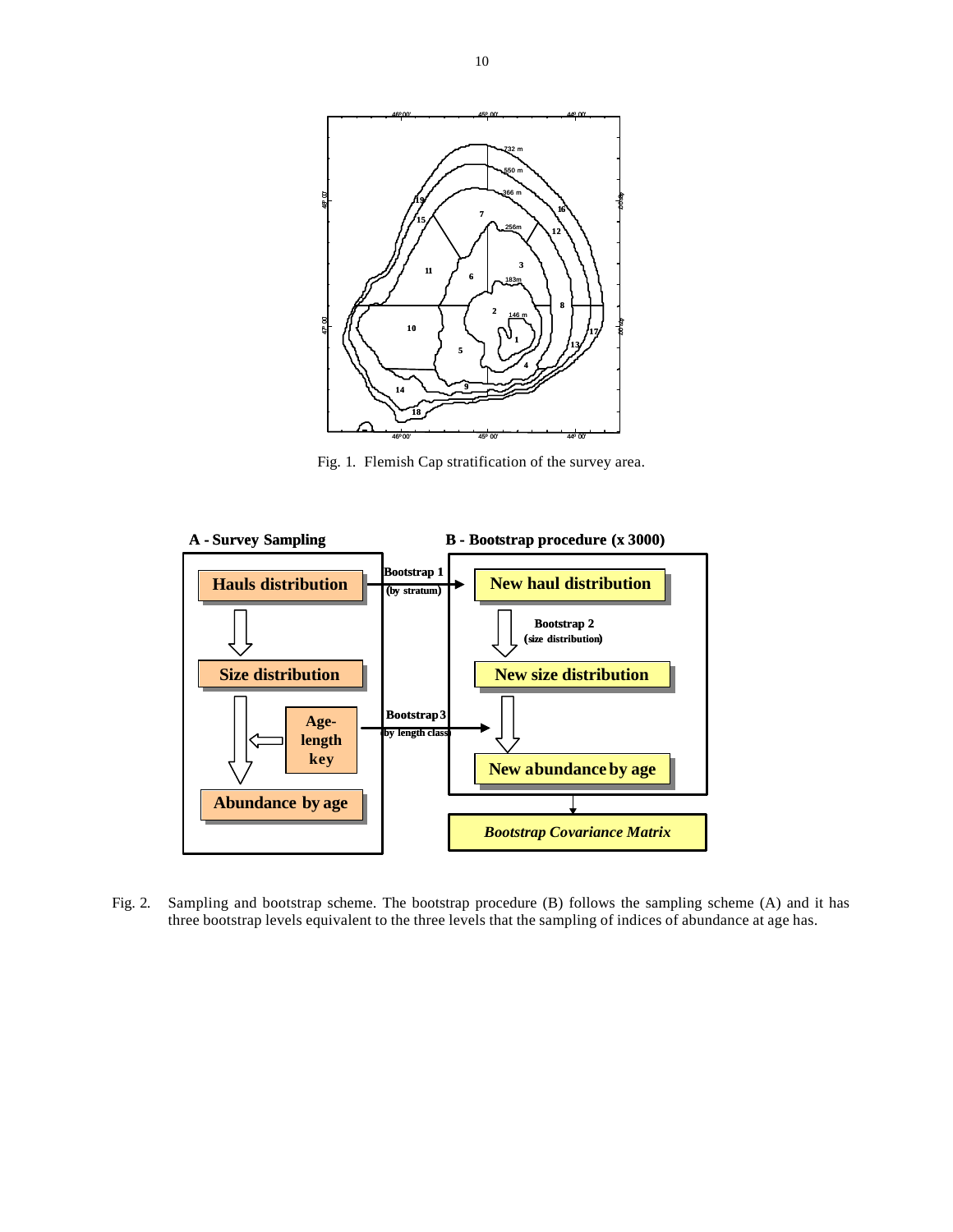Fig. 1. Flemish Cap stratification of the survey area.

Fig. 2. Sampling and bootstrap scheme. The bootstrap procedure (B) follows the sampling scheme (A) and it has three bootstrap levels equivalent to the three levels that the sampling of indices of abundance at age has.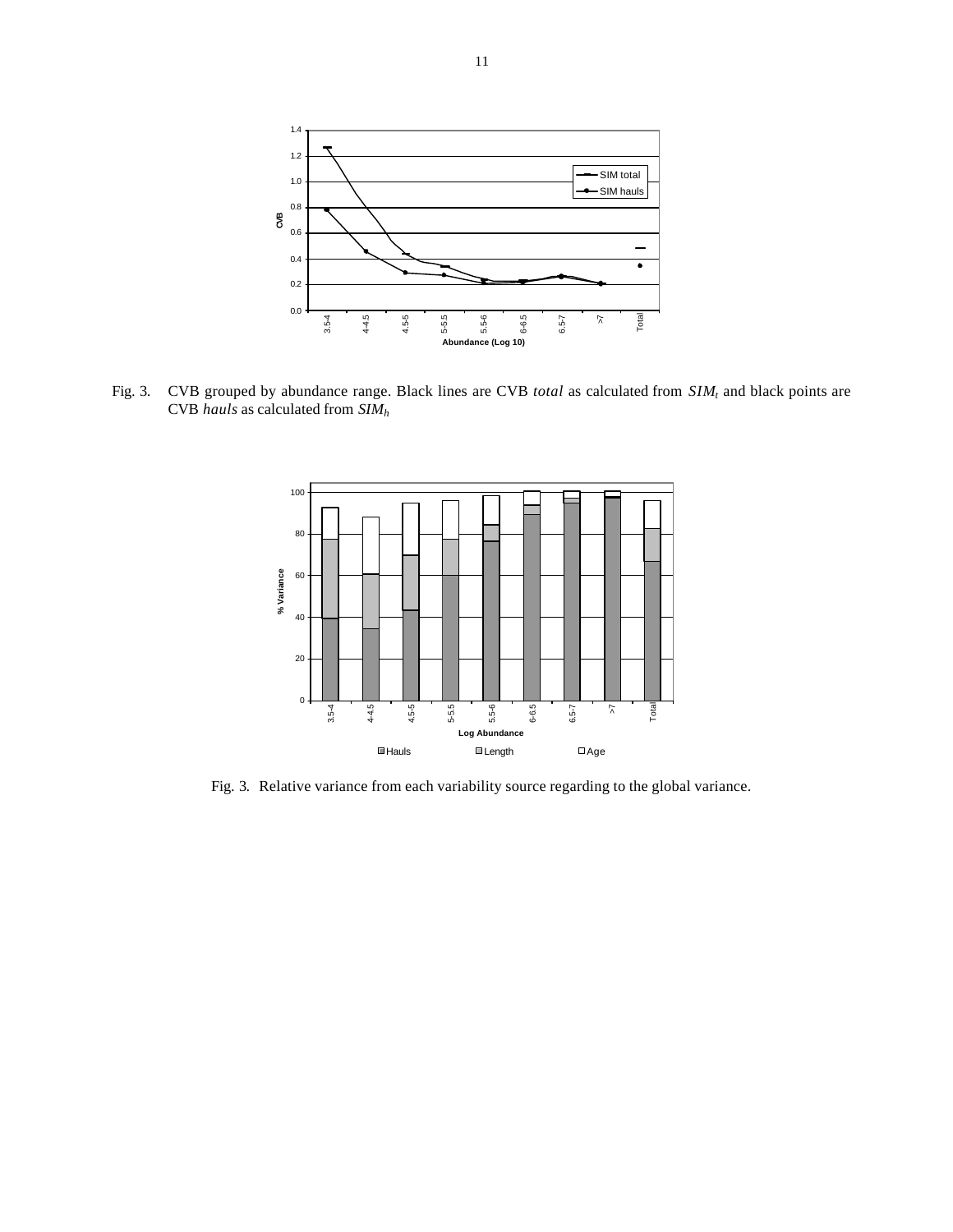Fig. 3. CVB grouped by abundance range. Black lines are CVB *total* as calculated from $SIM_t$ and black points are CVB *hauls* as calculated from $SIM_h$

Fig. 3. Relative variance from each variability source regarding to the global variance.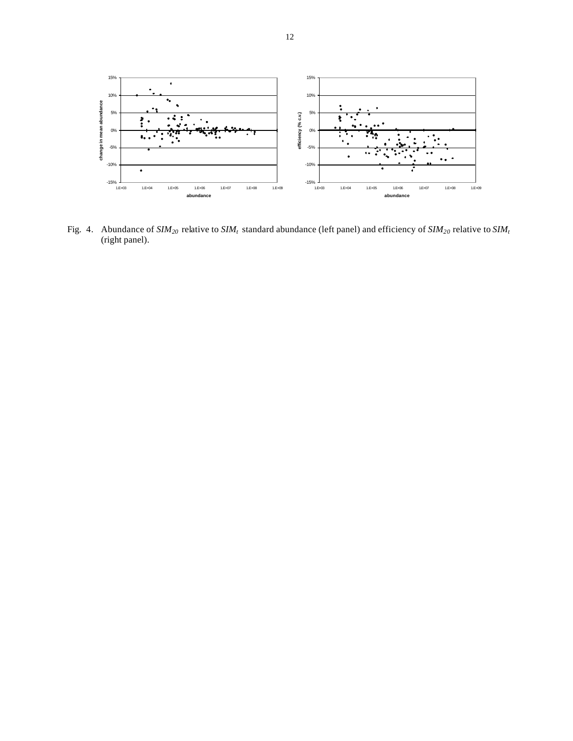15%
10%
5%
0%
-5%
-10%
-15%
change in mean abundance
1.E+03 1.E+04 1.E+05 1.E+06 1.E+07 1.E+08 1.E+09
abundance

15%
10%
5%
0%
-5%
-10%
-15%
efficiency (% c.v.)
1.E+03 1.E+04 1.E+05 1.E+06 1.E+07 1.E+08 1.E+09
abundance

Fig. 4. Abundance of $SIM_{20}$ relative to $SIM_t$ standard abundance (left panel) and efficiency of $SIM_{20}$ relative to $SIM_t$ (right panel).